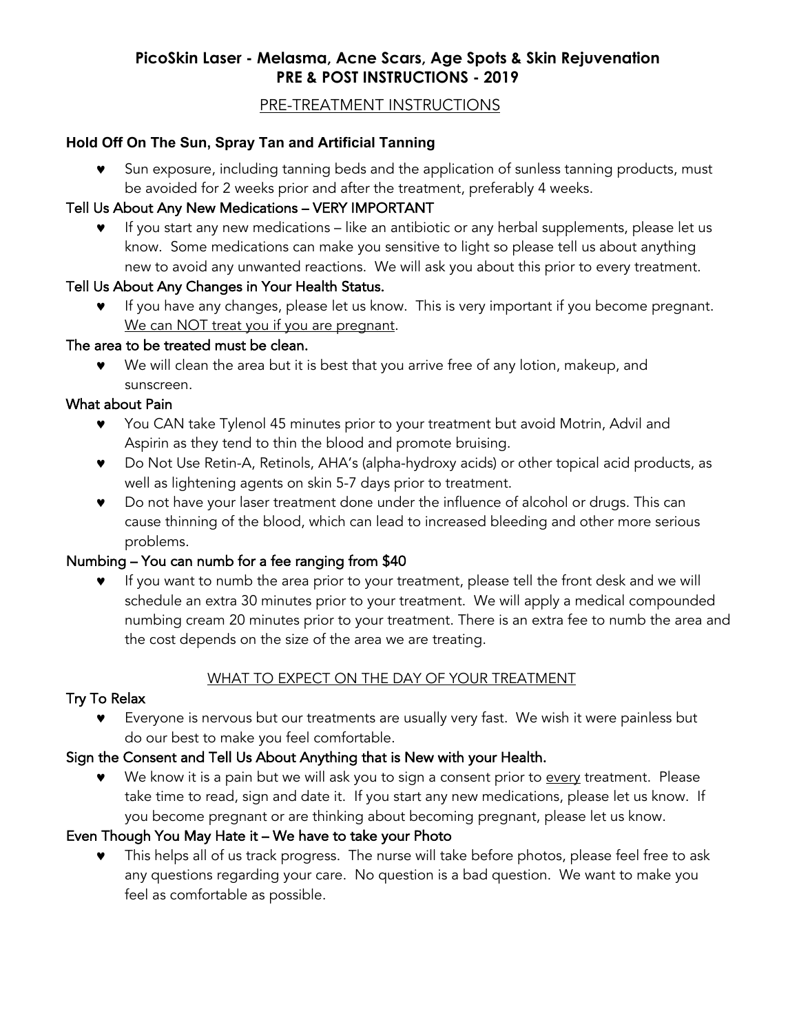# PicoSkin Laser - Melasma, Acne Scars, Age Spots & Skin Rejuvenation
# PRE & POST INSTRUCTIONS - 2019

## PRE-TREATMENT INSTRUCTIONS

### Hold Off On The Sun, Spray Tan and Artificial Tanning

- Sun exposure, including tanning beds and the application of sunless tanning products, must be avoided for 2 weeks prior and after the treatment, preferably 4 weeks.

### Tell Us About Any New Medications – VERY IMPORTANT

- If you start any new medications – like an antibiotic or any herbal supplements, please let us know. Some medications can make you sensitive to light so please tell us about anything new to avoid any unwanted reactions. We will ask you about this prior to every treatment.

### Tell Us About Any Changes in Your Health Status.

- If you have any changes, please let us know. This is very important if you become pregnant. <u>We can NOT treat you if you are pregnant</u>.

### The area to be treated must be clean.

- We will clean the area but it is best that you arrive free of any lotion, makeup, and sunscreen.

### What about Pain

- You CAN take Tylenol 45 minutes prior to your treatment but avoid Motrin, Advil and Aspirin as they tend to thin the blood and promote bruising.
- Do Not Use Retin-A, Retinols, AHA's (alpha-hydroxy acids) or other topical acid products, as well as lightening agents on skin 5-7 days prior to treatment.
- Do not have your laser treatment done under the influence of alcohol or drugs. This can cause thinning of the blood, which can lead to increased bleeding and other more serious problems.

### Numbing – You can numb for a fee ranging from $40

- If you want to numb the area prior to your treatment, please tell the front desk and we will schedule an extra 30 minutes prior to your treatment. We will apply a medical compounded numbing cream 20 minutes prior to your treatment. There is an extra fee to numb the area and the cost depends on the size of the area we are treating.

## WHAT TO EXPECT ON THE DAY OF YOUR TREATMENT

### Try To Relax

- Everyone is nervous but our treatments are usually very fast. We wish it were painless but do our best to make you feel comfortable.

### Sign the Consent and Tell Us About Anything that is New with your Health.

- We know it is a pain but we will ask you to sign a consent prior to <u>every</u> treatment. Please take time to read, sign and date it. If you start any new medications, please let us know. If you become pregnant or are thinking about becoming pregnant, please let us know.

### Even Though You May Hate it – We have to take your Photo

- This helps all of us track progress. The nurse will take before photos, please feel free to ask any questions regarding your care. No question is a bad question. We want to make you feel as comfortable as possible.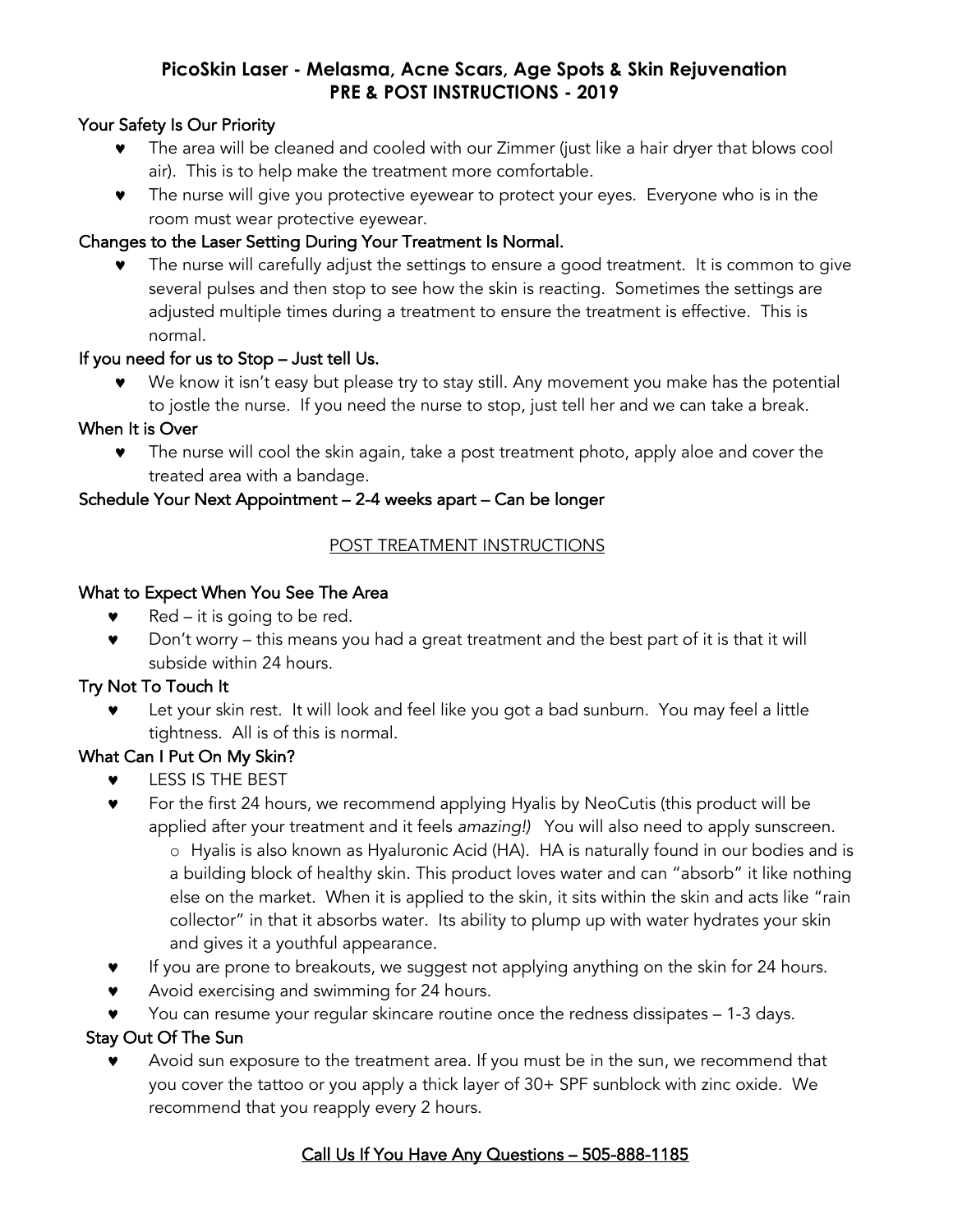# PicoSkin Laser - Melasma, Acne Scars, Age Spots & Skin Rejuvenation
# PRE & POST INSTRUCTIONS - 2019

## Your Safety Is Our Priority

- The area will be cleaned and cooled with our Zimmer (just like a hair dryer that blows cool air). This is to help make the treatment more comfortable.
- The nurse will give you protective eyewear to protect your eyes. Everyone who is in the room must wear protective eyewear.

## Changes to the Laser Setting During Your Treatment Is Normal.

- The nurse will carefully adjust the settings to ensure a good treatment. It is common to give several pulses and then stop to see how the skin is reacting. Sometimes the settings are adjusted multiple times during a treatment to ensure the treatment is effective. This is normal.

## If you need for us to Stop – Just tell Us.

- We know it isn't easy but please try to stay still. Any movement you make has the potential to jostle the nurse. If you need the nurse to stop, just tell her and we can take a break.

## When It is Over

- The nurse will cool the skin again, take a post treatment photo, apply aloe and cover the treated area with a bandage.

## Schedule Your Next Appointment – 2-4 weeks apart – Can be longer

<u>POST TREATMENT INSTRUCTIONS</u>

## What to Expect When You See The Area

- Red – it is going to be red.
- Don't worry – this means you had a great treatment and the best part of it is that it will subside within 24 hours.

## Try Not To Touch It

- Let your skin rest. It will look and feel like you got a bad sunburn. You may feel a little tightness. All is of this is normal.

## What Can I Put On My Skin?

- LESS IS THE BEST
- For the first 24 hours, we recommend applying Hyalis by NeoCutis (this product will be applied after your treatment and it feels *amazing!)* You will also need to apply sunscreen.
  - Hyalis is also known as Hyaluronic Acid (HA). HA is naturally found in our bodies and is a building block of healthy skin. This product loves water and can "absorb" it like nothing else on the market. When it is applied to the skin, it sits within the skin and acts like "rain collector" in that it absorbs water. Its ability to plump up with water hydrates your skin and gives it a youthful appearance.
- If you are prone to breakouts, we suggest not applying anything on the skin for 24 hours.
- Avoid exercising and swimming for 24 hours.
- You can resume your regular skincare routine once the redness dissipates – 1-3 days.

## Stay Out Of The Sun

- Avoid sun exposure to the treatment area. If you must be in the sun, we recommend that you cover the tattoo or you apply a thick layer of 30+ SPF sunblock with zinc oxide. We recommend that you reapply every 2 hours.

<u>**Call Us If You Have Any Questions – 505-888-1185**</u>